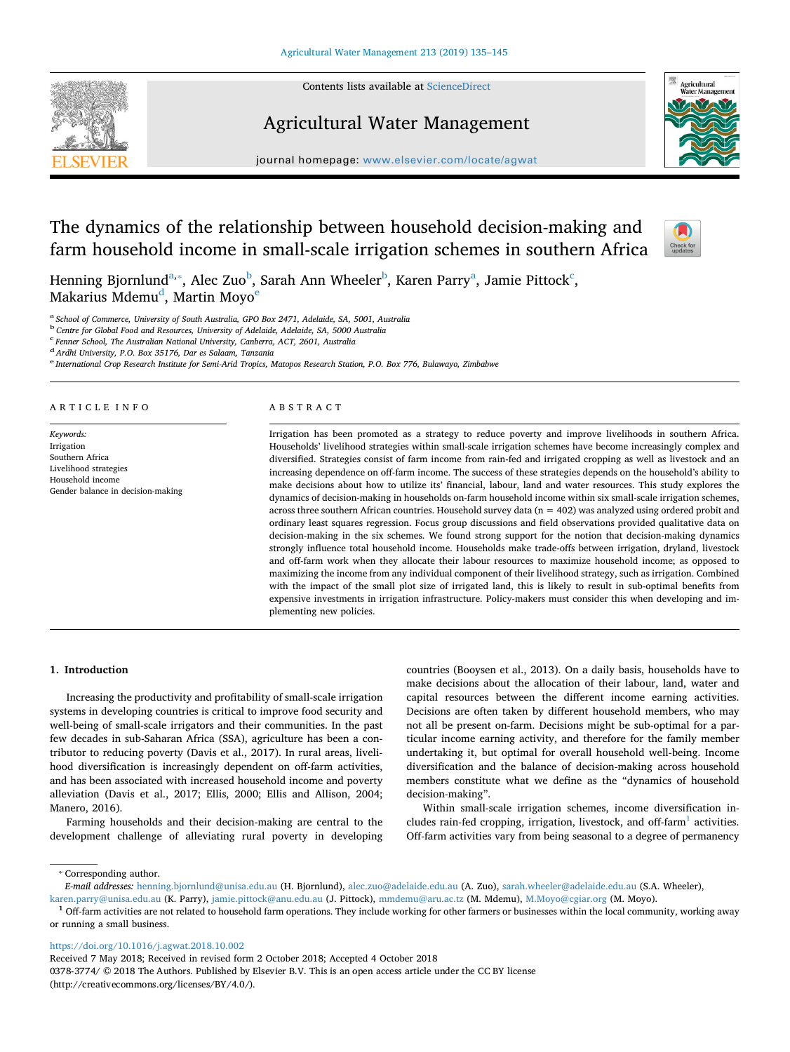# The dynamics of the relationship between household decision-making and farm household income in small-scale irrigation schemes in southern Africa

Henning Bjornlund[a,*], Alec Zuo[b], Sarah Ann Wheeler[b], Karen Parry[a], Jamie Pittock[c], Makarius Mdemu[d], Martin Moyo[e]

[a] School of Commerce, University of South Australia, GPO Box 2471, Adelaide, SA, 5001, Australia
[b] Centre for Global Food and Resources, University of Adelaide, Adelaide, SA, 5000 Australia
[c] Fenner School, The Australian National University, Canberra, ACT, 2601, Australia
[d] Ardhi University, P.O. Box 35176, Dar es Salaam, Tanzania
[e] International Crop Research Institute for Semi-Arid Tropics, Matopos Research Station, P.O. Box 776, Bulawayo, Zimbabwe

## ARTICLE INFO

*Keywords:*
Irrigation
Southern Africa
Livelihood strategies
Household income
Gender balance in decision-making

## ABSTRACT

Irrigation has been promoted as a strategy to reduce poverty and improve livelihoods in southern Africa. Households' livelihood strategies within small-scale irrigation schemes have become increasingly complex and diversified. Strategies consist of farm income from rain-fed and irrigated cropping as well as livestock and an increasing dependence on off-farm income. The success of these strategies depends on the household's ability to make decisions about how to utilize its' financial, labour, land and water resources. This study explores the dynamics of decision-making in households on-farm household income within six small-scale irrigation schemes, across three southern African countries. Household survey data (n = 402) was analyzed using ordered probit and ordinary least squares regression. Focus group discussions and field observations provided qualitative data on decision-making in the six schemes. We found strong support for the notion that decision-making dynamics strongly influence total household income. Households make trade-offs between irrigation, dryland, livestock and off-farm work when they allocate their labour resources to maximize household income; as opposed to maximizing the income from any individual component of their livelihood strategy, such as irrigation. Combined with the impact of the small plot size of irrigated land, this is likely to result in sub-optimal benefits from expensive investments in irrigation infrastructure. Policy-makers must consider this when developing and implementing new policies.

## 1. Introduction

Increasing the productivity and profitability of small-scale irrigation systems in developing countries is critical to improve food security and well-being of small-scale irrigators and their communities. In the past few decades in sub-Saharan Africa (SSA), agriculture has been a contributor to reducing poverty (Davis et al., 2017). In rural areas, livelihood diversification is increasingly dependent on off-farm activities, and has been associated with increased household income and poverty alleviation (Davis et al., 2017; Ellis, 2000; Ellis and Allison, 2004; Manero, 2016).

Farming households and their decision-making are central to the development challenge of alleviating rural poverty in developing countries (Booysen et al., 2013). On a daily basis, households have to make decisions about the allocation of their labour, land, water and capital resources between the different income earning activities. Decisions are often taken by different household members, who may not all be present on-farm. Decisions might be sub-optimal for a particular income earning activity, and therefore for the family member undertaking it, but optimal for overall household well-being. Income diversification and the balance of decision-making across household members constitute what we define as the "dynamics of household decision-making".

Within small-scale irrigation schemes, income diversification includes rain-fed cropping, irrigation, livestock, and off-farm[1] activities. Off-farm activities vary from being seasonal to a degree of permanency

* Corresponding author.
*E-mail addresses:* henning.bjornlund@unisa.edu.au (H. Bjornlund), alec.zuo@adelaide.edu.au (A. Zuo), sarah.wheeler@adelaide.edu.au (S.A. Wheeler), karen.parry@unisa.edu.au (K. Parry), jamie.pittock@anu.edu.au (J. Pittock), mmdemu@aru.ac.tz (M. Mdemu), M.Moyo@cgiar.org (M. Moyo).

[1] Off-farm activities are not related to household farm operations. They include working for other farmers or businesses within the local community, working away or running a small business.

https://doi.org/10.1016/j.agwat.2018.10.002
Received 7 May 2018; Received in revised form 2 October 2018; Accepted 4 October 2018
0378-3774/ © 2018 The Authors. Published by Elsevier B.V. This is an open access article under the CC BY license (http://creativecommons.org/licenses/BY/4.0/).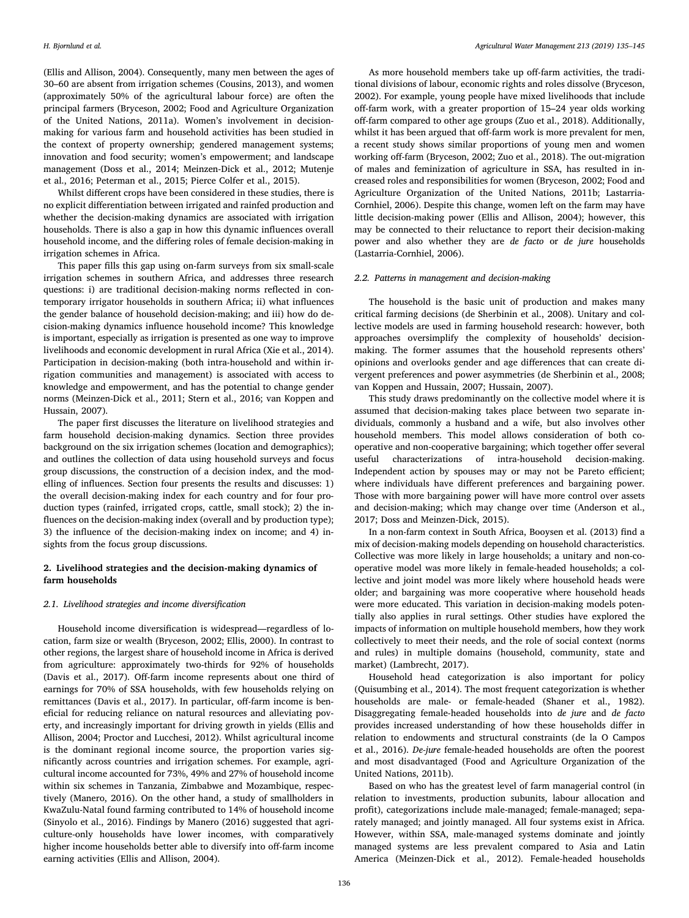(Ellis and Allison, 2004). Consequently, many men between the ages of 30–60 are absent from irrigation schemes (Cousins, 2013), and women (approximately 50% of the agricultural labour force) are often the principal farmers (Bryceson, 2002; Food and Agriculture Organization of the United Nations, 2011a). Women's involvement in decision-making for various farm and household activities has been studied in the context of property ownership; gendered management systems; innovation and food security; women's empowerment; and landscape management (Doss et al., 2014; Meinzen-Dick et al., 2012; Mutenje et al., 2016; Peterman et al., 2015; Pierce Colfer et al., 2015).

Whilst different crops have been considered in these studies, there is no explicit differentiation between irrigated and rainfed production and whether the decision-making dynamics are associated with irrigation households. There is also a gap in how this dynamic influences overall household income, and the differing roles of female decision-making in irrigation schemes in Africa.

This paper fills this gap using on-farm surveys from six small-scale irrigation schemes in southern Africa, and addresses three research questions: i) are traditional decision-making norms reflected in contemporary irrigator households in southern Africa; ii) what influences the gender balance of household decision-making; and iii) how do decision-making dynamics influence household income? This knowledge is important, especially as irrigation is presented as one way to improve livelihoods and economic development in rural Africa (Xie et al., 2014). Participation in decision-making (both intra-household and within irrigation communities and management) is associated with access to knowledge and empowerment, and has the potential to change gender norms (Meinzen-Dick et al., 2011; Stern et al., 2016; van Koppen and Hussain, 2007).

The paper first discusses the literature on livelihood strategies and farm household decision-making dynamics. Section three provides background on the six irrigation schemes (location and demographics); and outlines the collection of data using household surveys and focus group discussions, the construction of a decision index, and the modelling of influences. Section four presents the results and discusses: 1) the overall decision-making index for each country and for four production types (rainfed, irrigated crops, cattle, small stock); 2) the influences on the decision-making index (overall and by production type); 3) the influence of the decision-making index on income; and 4) insights from the focus group discussions.

## 2. Livelihood strategies and the decision-making dynamics of farm households

### 2.1. Livelihood strategies and income diversification

Household income diversification is widespread—regardless of location, farm size or wealth (Bryceson, 2002; Ellis, 2000). In contrast to other regions, the largest share of household income in Africa is derived from agriculture: approximately two-thirds for 92% of households (Davis et al., 2017). Off-farm income represents about one third of earnings for 70% of SSA households, with few households relying on remittances (Davis et al., 2017). In particular, off-farm income is beneficial for reducing reliance on natural resources and alleviating poverty, and increasingly important for driving growth in yields (Ellis and Allison, 2004; Proctor and Lucchesi, 2012). Whilst agricultural income is the dominant regional income source, the proportion varies significantly across countries and irrigation schemes. For example, agricultural income accounted for 73%, 49% and 27% of household income within six schemes in Tanzania, Zimbabwe and Mozambique, respectively (Manero, 2016). On the other hand, a study of smallholders in KwaZulu-Natal found farming contributed to 14% of household income (Sinyolo et al., 2016). Findings by Manero (2016) suggested that agriculture-only households have lower incomes, with comparatively higher income households better able to diversify into off-farm income earning activities (Ellis and Allison, 2004).

As more household members take up off-farm activities, the traditional divisions of labour, economic rights and roles dissolve (Bryceson, 2002). For example, young people have mixed livelihoods that include off-farm work, with a greater proportion of 15–24 year olds working off-farm compared to other age groups (Zuo et al., 2018). Additionally, whilst it has been argued that off-farm work is more prevalent for men, a recent study shows similar proportions of young men and women working off-farm (Bryceson, 2002; Zuo et al., 2018). The out-migration of males and feminization of agriculture in SSA, has resulted in increased roles and responsibilities for women (Bryceson, 2002; Food and Agriculture Organization of the United Nations, 2011b; Lastarria-Cornhiel, 2006). Despite this change, women left on the farm may have little decision-making power (Ellis and Allison, 2004); however, this may be connected to their reluctance to report their decision-making power and also whether they are *de facto* or *de jure* households (Lastarria-Cornhiel, 2006).

### 2.2. Patterns in management and decision-making

The household is the basic unit of production and makes many critical farming decisions (de Sherbinin et al., 2008). Unitary and collective models are used in farming household research: however, both approaches oversimplify the complexity of households' decision-making. The former assumes that the household represents others' opinions and overlooks gender and age differences that can create divergent preferences and power asymmetries (de Sherbinin et al., 2008; van Koppen and Hussain, 2007; Hussain, 2007).

This study draws predominantly on the collective model where it is assumed that decision-making takes place between two separate individuals, commonly a husband and a wife, but also involves other household members. This model allows consideration of both co-operative and non-cooperative bargaining; which together offer several useful characterizations of intra-household decision-making. Independent action by spouses may or may not be Pareto efficient; where individuals have different preferences and bargaining power. Those with more bargaining power will have more control over assets and decision-making; which may change over time (Anderson et al., 2017; Doss and Meinzen-Dick, 2015).

In a non-farm context in South Africa, Booysen et al. (2013) find a mix of decision-making models depending on household characteristics. Collective was more likely in large households; a unitary and non-cooperative model was more likely in female-headed households; a collective and joint model was more likely where household heads were older; and bargaining was more cooperative where household heads were more educated. This variation in decision-making models potentially also applies in rural settings. Other studies have explored the impacts of information on multiple household members, how they work collectively to meet their needs, and the role of social context (norms and rules) in multiple domains (household, community, state and market) (Lambrecht, 2017).

Household head categorization is also important for policy (Quisumbing et al., 2014). The most frequent categorization is whether households are male- or female-headed (Shaner et al., 1982). Disaggregating female-headed households into *de jure* and *de facto* provides increased understanding of how these households differ in relation to endowments and structural constraints (de la O Campos et al., 2016). *De-jure* female-headed households are often the poorest and most disadvantaged (Food and Agriculture Organization of the United Nations, 2011b).

Based on who has the greatest level of farm managerial control (in relation to investments, production subunits, labour allocation and profit), categorizations include male-managed; female-managed; separately managed; and jointly managed. All four systems exist in Africa. However, within SSA, male-managed systems dominate and jointly managed systems are less prevalent compared to Asia and Latin America (Meinzen-Dick et al., 2012). Female-headed households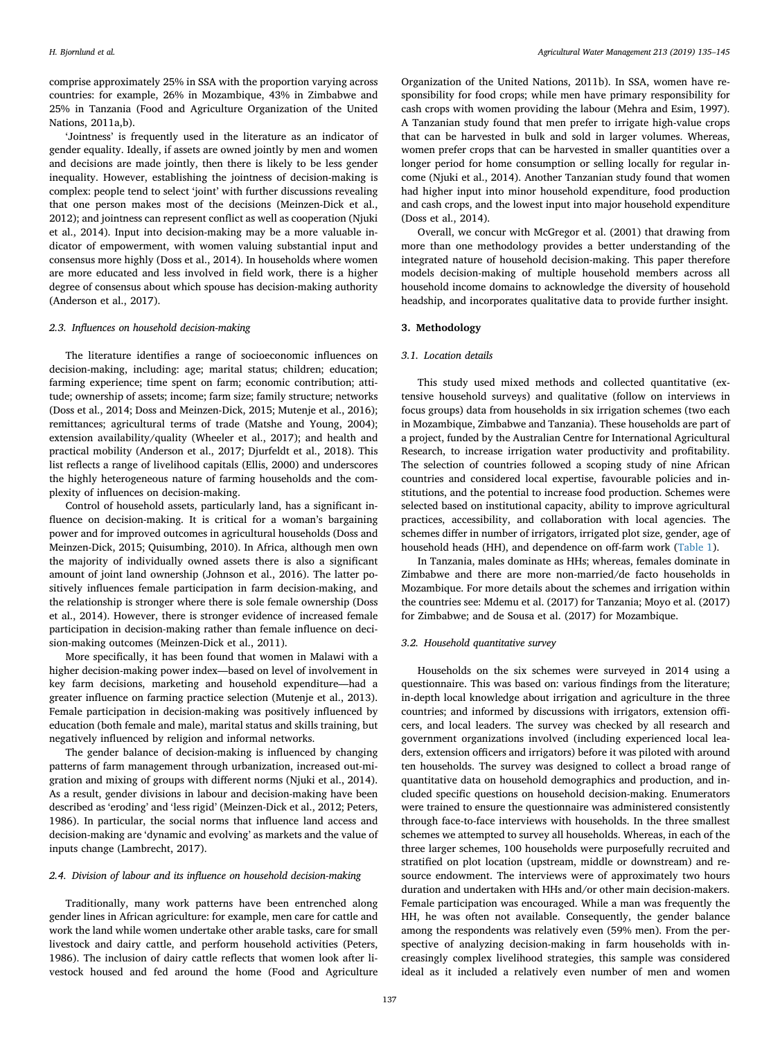comprise approximately 25% in SSA with the proportion varying across countries: for example, 26% in Mozambique, 43% in Zimbabwe and 25% in Tanzania (Food and Agriculture Organization of the United Nations, 2011a,b).

'Jointness' is frequently used in the literature as an indicator of gender equality. Ideally, if assets are owned jointly by men and women and decisions are made jointly, then there is likely to be less gender inequality. However, establishing the jointness of decision-making is complex: people tend to select 'joint' with further discussions revealing that one person makes most of the decisions (Meinzen-Dick et al., 2012); and jointness can represent conflict as well as cooperation (Njuki et al., 2014). Input into decision-making may be a more valuable indicator of empowerment, with women valuing substantial input and consensus more highly (Doss et al., 2014). In households where women are more educated and less involved in field work, there is a higher degree of consensus about which spouse has decision-making authority (Anderson et al., 2017).

### 2.3. Influences on household decision-making

The literature identifies a range of socioeconomic influences on decision-making, including: age; marital status; children; education; farming experience; time spent on farm; economic contribution; attitude; ownership of assets; income; farm size; family structure; networks (Doss et al., 2014; Doss and Meinzen-Dick, 2015; Mutenje et al., 2016); remittances; agricultural terms of trade (Matshe and Young, 2004); extension availability/quality (Wheeler et al., 2017); and health and practical mobility (Anderson et al., 2017; Djurfeldt et al., 2018). This list reflects a range of livelihood capitals (Ellis, 2000) and underscores the highly heterogeneous nature of farming households and the complexity of influences on decision-making.

Control of household assets, particularly land, has a significant influence on decision-making. It is critical for a woman's bargaining power and for improved outcomes in agricultural households (Doss and Meinzen-Dick, 2015; Quisumbing, 2010). In Africa, although men own the majority of individually owned assets there is also a significant amount of joint land ownership (Johnson et al., 2016). The latter positively influences female participation in farm decision-making, and the relationship is stronger where there is sole female ownership (Doss et al., 2014). However, there is stronger evidence of increased female participation in decision-making rather than female influence on decision-making outcomes (Meinzen-Dick et al., 2011).

More specifically, it has been found that women in Malawi with a higher decision-making power index—based on level of involvement in key farm decisions, marketing and household expenditure—had a greater influence on farming practice selection (Mutenje et al., 2013). Female participation in decision-making was positively influenced by education (both female and male), marital status and skills training, but negatively influenced by religion and informal networks.

The gender balance of decision-making is influenced by changing patterns of farm management through urbanization, increased out-migration and mixing of groups with different norms (Njuki et al., 2014). As a result, gender divisions in labour and decision-making have been described as 'eroding' and 'less rigid' (Meinzen-Dick et al., 2012; Peters, 1986). In particular, the social norms that influence land access and decision-making are 'dynamic and evolving' as markets and the value of inputs change (Lambrecht, 2017).

### 2.4. Division of labour and its influence on household decision-making

Traditionally, many work patterns have been entrenched along gender lines in African agriculture: for example, men care for cattle and work the land while women undertake other arable tasks, care for small livestock and dairy cattle, and perform household activities (Peters, 1986). The inclusion of dairy cattle reflects that women look after livestock housed and fed around the home (Food and Agriculture Organization of the United Nations, 2011b). In SSA, women have responsibility for food crops; while men have primary responsibility for cash crops with women providing the labour (Mehra and Esim, 1997). A Tanzanian study found that men prefer to irrigate high-value crops that can be harvested in bulk and sold in larger volumes. Whereas, women prefer crops that can be harvested in smaller quantities over a longer period for home consumption or selling locally for regular income (Njuki et al., 2014). Another Tanzanian study found that women had higher input into minor household expenditure, food production and cash crops, and the lowest input into major household expenditure (Doss et al., 2014).

Overall, we concur with McGregor et al. (2001) that drawing from more than one methodology provides a better understanding of the integrated nature of household decision-making. This paper therefore models decision-making of multiple household members across all household income domains to acknowledge the diversity of household headship, and incorporates qualitative data to provide further insight.

## 3. Methodology

### 3.1. Location details

This study used mixed methods and collected quantitative (extensive household surveys) and qualitative (follow on interviews in focus groups) data from households in six irrigation schemes (two each in Mozambique, Zimbabwe and Tanzania). These households are part of a project, funded by the Australian Centre for International Agricultural Research, to increase irrigation water productivity and profitability. The selection of countries followed a scoping study of nine African countries and considered local expertise, favourable policies and institutions, and the potential to increase food production. Schemes were selected based on institutional capacity, ability to improve agricultural practices, accessibility, and collaboration with local agencies. The schemes differ in number of irrigators, irrigated plot size, gender, age of household heads (HH), and dependence on off-farm work (Table 1).

In Tanzania, males dominate as HHs; whereas, females dominate in Zimbabwe and there are more non-married/de facto households in Mozambique. For more details about the schemes and irrigation within the countries see: Mdemu et al. (2017) for Tanzania; Moyo et al. (2017) for Zimbabwe; and de Sousa et al. (2017) for Mozambique.

### 3.2. Household quantitative survey

Households on the six schemes were surveyed in 2014 using a questionnaire. This was based on: various findings from the literature; in-depth local knowledge about irrigation and agriculture in the three countries; and informed by discussions with irrigators, extension officers, and local leaders. The survey was checked by all research and government organizations involved (including experienced local leaders, extension officers and irrigators) before it was piloted with around ten households. The survey was designed to collect a broad range of quantitative data on household demographics and production, and included specific questions on household decision-making. Enumerators were trained to ensure the questionnaire was administered consistently through face-to-face interviews with households. In the three smallest schemes we attempted to survey all households. Whereas, in each of the three larger schemes, 100 households were purposefully recruited and stratified on plot location (upstream, middle or downstream) and resource endowment. The interviews were of approximately two hours duration and undertaken with HHs and/or other main decision-makers. Female participation was encouraged. While a man was frequently the HH, he was often not available. Consequently, the gender balance among the respondents was relatively even (59% men). From the perspective of analyzing decision-making in farm households with increasingly complex livelihood strategies, this sample was considered ideal as it included a relatively even number of men and women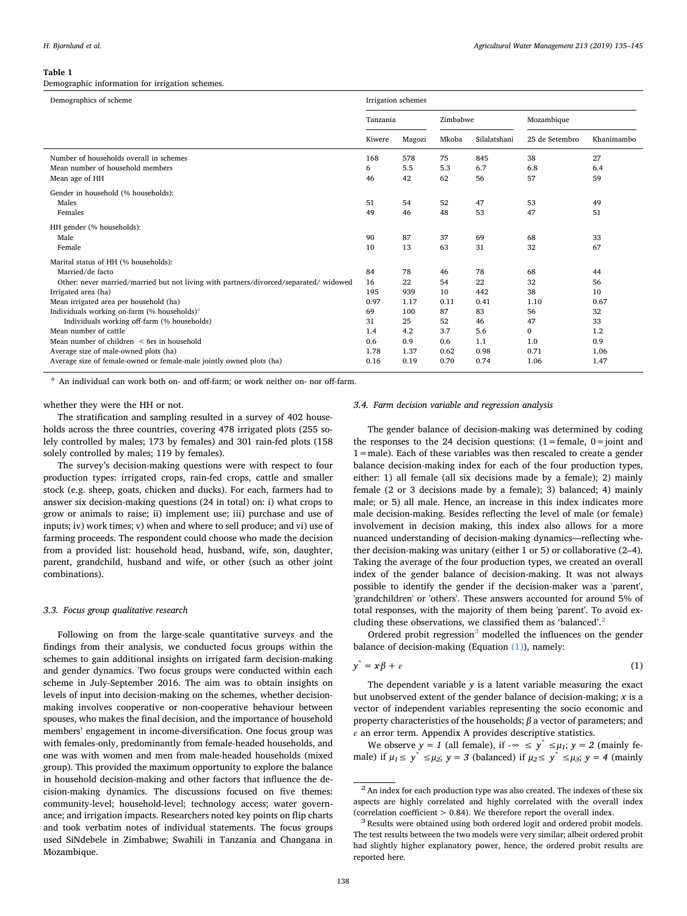**Table 1**
Demographic information for irrigation schemes.

| Demographics of scheme | Irrigation schemes | | | | | |
|---|---|---|---|---|---|---|
| | Tanzania | | Zimbabwe | | Mozambique | |
| | Kiwere | Magozi | Mkoba | Silalatshani | 25 de Setembro | Khanimambo |
| Number of households overall in schemes | 168 | 578 | 75 | 845 | 38 | 27 |
| Mean number of household members | 6 | 5.5 | 5.3 | 6.7 | 6.8 | 6.4 |
| Mean age of HH | 46 | 42 | 62 | 56 | 57 | 59 |
| Gender in household (% households): | | | | | | |
| Males | 51 | 54 | 52 | 47 | 53 | 49 |
| Females | 49 | 46 | 48 | 53 | 47 | 51 |
| HH gender (% households): | | | | | | |
| Male | 90 | 87 | 37 | 69 | 68 | 33 |
| Female | 10 | 13 | 63 | 31 | 32 | 67 |
| Marital status of HH (% households): | | | | | | |
| Married/de facto | 84 | 78 | 46 | 78 | 68 | 44 |
| Other: never married/married but not living with partners/divorced/separated/ widowed | 16 | 22 | 54 | 22 | 32 | 56 |
| Irrigated area (ha) | 195 | 939 | 10 | 442 | 38 | 10 |
| Mean irrigated area per household (ha) | 0.97 | 1.17 | 0.11 | 0.41 | 1.10 | 0.67 |
| Individuals working on-farm (% households)[a] | 69 | 100 | 87 | 83 | 56 | 32 |
| Individuals working off-farm (% households) | 31 | 25 | 52 | 46 | 47 | 33 |
| Mean number of cattle | 1.4 | 4.2 | 3.7 | 5.6 | 0 | 1.2 |
| Mean number of children < 6rs in household | 0.6 | 0.9 | 0.6 | 1.1 | 1.0 | 0.9 |
| Average size of male-owned plots (ha) | 1.78 | 1.37 | 0.62 | 0.98 | 0.71 | 1.06 |
| Average size of female-owned or female-male jointly owned plots (ha) | 0.16 | 0.19 | 0.70 | 0.74 | 1.06 | 1.47 |

[a] An individual can work both on- and off-farm; or work neither on- nor off-farm.

whether they were the HH or not.

The stratification and sampling resulted in a survey of 402 households across the three countries, covering 478 irrigated plots (255 solely controlled by males; 173 by females) and 301 rain-fed plots (158 solely controlled by males; 119 by females).

The survey's decision-making questions were with respect to four production types: irrigated crops, rain-fed crops, cattle and smaller stock (e.g. sheep, goats, chicken and ducks). For each, farmers had to answer six decision-making questions (24 in total) on: i) what crops to grow or animals to raise; ii) implement use; iii) purchase and use of inputs; iv) work times; v) when and where to sell produce; and vi) use of farming proceeds. The respondent could choose who made the decision from a provided list: household head, husband, wife, son, daughter, parent, grandchild, husband and wife, or other (such as other joint combinations).

### 3.3. Focus group qualitative research

Following on from the large-scale quantitative surveys and the findings from their analysis, we conducted focus groups within the schemes to gain additional insights on irrigated farm decision-making and gender dynamics. Two focus groups were conducted within each scheme in July-September 2016. The aim was to obtain insights on levels of input into decision-making on the schemes, whether decision-making involves cooperative or non-cooperative behaviour between spouses, who makes the final decision, and the importance of household members' engagement in income-diversification. One focus group was with females-only, predominantly from female-headed households, and one was with women and men from male-headed households (mixed group). This provided the maximum opportunity to explore the balance in household decision-making and other factors that influence the decision-making dynamics. The discussions focused on five themes: community-level; household-level; technology access; water governance; and irrigation impacts. Researchers noted key points on flip charts and took verbatim notes of individual statements. The focus groups used SiNdebele in Zimbabwe; Swahili in Tanzania and Changana in Mozambique.

### 3.4. Farm decision variable and regression analysis

The gender balance of decision-making was determined by coding the responses to the 24 decision questions: (1 = female, 0 = joint and 1 = male). Each of these variables was then rescaled to create a gender balance decision-making index for each of the four production types, either: 1) all female (all six decisions made by a female); 2) mainly female (2 or 3 decisions made by a female); 3) balanced; 4) mainly male; or 5) all male. Hence, an increase in this index indicates more male decision-making. Besides reflecting the level of male (or female) involvement in decision making, this index also allows for a more nuanced understanding of decision-making dynamics—reflecting whether decision-making was unitary (either 1 or 5) or collaborative (2–4). Taking the average of the four production types, we created an overall index of the gender balance of decision-making. It was not always possible to identify the gender if the decision-maker was a 'parent', 'grandchildren' or 'others'. These answers accounted for around 5% of total responses, with the majority of them being 'parent'. To avoid excluding these observations, we classified them as 'balanced'.[2]

Ordered probit regression[3] modelled the influences on the gender balance of decision-making (Equation (1)), namely:

$$y^{*} = x\beta + \varepsilon \tag{1}$$

The dependent variable $y$ is a latent variable measuring the exact but unobserved extent of the gender balance of decision-making; $x$ is a vector of independent variables representing the socio economic and property characteristics of the households; $\beta$ a vector of parameters; and $\varepsilon$ an error term. Appendix A provides descriptive statistics.

We observe $y = 1$ (all female), if $-\infty \le y^{*} \le \mu_1$; $y = 2$ (mainly female) if $\mu_1 \le y^{*} \le \mu_2$; $y = 3$ (balanced) if $\mu_2 \le y^{*} \le \mu_3$; $y = 4$ (mainly

[2] An index for each production type was also created. The indexes of these six aspects are highly correlated and highly correlated with the overall index (correlation coefficient > 0.84). We therefore report the overall index.

[3] Results were obtained using both ordered logit and ordered probit models. The test results between the two models were very similar; albeit ordered probit had slightly higher explanatory power, hence, the ordered probit results are reported here.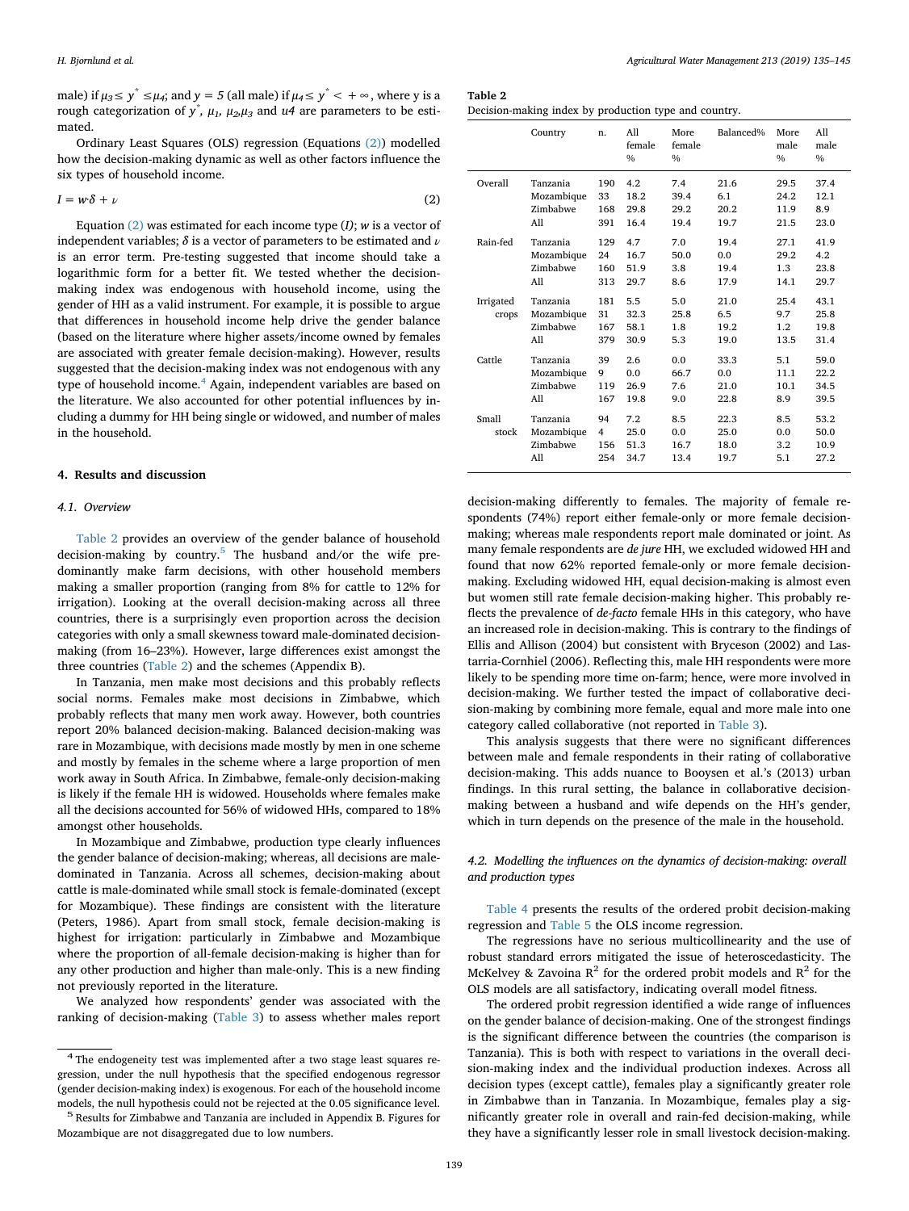male) if $\mu_3 \leq y^* \leq \mu_4$; and $y = 5$ (all male) if $\mu_4 \leq y^* < +\infty$, where y is a rough categorization of $y^*$, $\mu_1$, $\mu_2$, $\mu_3$ and $u4$ are parameters to be estimated.

Ordinary Least Squares (OLS) regression (Equations (2)) modelled how the decision-making dynamic as well as other factors influence the six types of household income.

$$I = w{\cdot}\delta + \nu \tag{2}$$

Equation (2) was estimated for each income type ($I$); $w$ is a vector of independent variables; $\delta$ is a vector of parameters to be estimated and $\nu$ is an error term. Pre-testing suggested that income should take a logarithmic form for a better fit. We tested whether the decision-making index was endogenous with household income, using the gender of HH as a valid instrument. For example, it is possible to argue that differences in household income help drive the gender balance (based on the literature where higher assets/income owned by females are associated with greater female decision-making). However, results suggested that the decision-making index was not endogenous with any type of household income.[4] Again, independent variables are based on the literature. We also accounted for other potential influences by including a dummy for HH being single or widowed, and number of males in the household.

## 4. Results and discussion

### 4.1. Overview

Table 2 provides an overview of the gender balance of household decision-making by country.[5] The husband and/or the wife predominantly make farm decisions, with other household members making a smaller proportion (ranging from 8% for cattle to 12% for irrigation). Looking at the overall decision-making across all three countries, there is a surprisingly even proportion across the decision categories with only a small skewness toward male-dominated decision-making (from 16–23%). However, large differences exist amongst the three countries (Table 2) and the schemes (Appendix B).

In Tanzania, men make most decisions and this probably reflects social norms. Females make most decisions in Zimbabwe, which probably reflects that many men work away. However, both countries report 20% balanced decision-making. Balanced decision-making was rare in Mozambique, with decisions made mostly by men in one scheme and mostly by females in the scheme where a large proportion of men work away in South Africa. In Zimbabwe, female-only decision-making is likely if the female HH is widowed. Households where females make all the decisions accounted for 56% of widowed HHs, compared to 18% amongst other households.

In Mozambique and Zimbabwe, production type clearly influences the gender balance of decision-making; whereas, all decisions are male-dominated in Tanzania. Across all schemes, decision-making about cattle is male-dominated while small stock is female-dominated (except for Mozambique). These findings are consistent with the literature (Peters, 1986). Apart from small stock, female decision-making is highest for irrigation: particularly in Zimbabwe and Mozambique where the proportion of all-female decision-making is higher than for any other production and higher than male-only. This is a new finding not previously reported in the literature.

We analyzed how respondents' gender was associated with the ranking of decision-making (Table 3) to assess whether males report decision-making differently to females. The majority of female respondents (74%) report either female-only or more female decision-making; whereas male respondents report male dominated or joint. As many female respondents are *de jure* HH, we excluded widowed HH and found that now 62% reported female-only or more female decision-making. Excluding widowed HH, equal decision-making is almost even but women still rate female decision-making higher. This probably reflects the prevalence of *de-facto* female HHs in this category, who have an increased role in decision-making. This is contrary to the findings of Ellis and Allison (2004) but consistent with Bryceson (2002) and Lastarria-Cornhiel (2006). Reflecting this, male HH respondents were more likely to be spending more time on-farm; hence, were more involved in decision-making. We further tested the impact of collaborative decision-making by combining more female, equal and more male into one category called collaborative (not reported in Table 3).

This analysis suggests that there were no significant differences between male and female respondents in their rating of collaborative decision-making. This adds nuance to Booysen et al.'s (2013) urban findings. In this rural setting, the balance in collaborative decision-making between a husband and wife depends on the HH's gender, which in turn depends on the presence of the male in the household.

**Table 2**
Decision-making index by production type and country.

| | Country | n. | All female % | More female % | Balanced% | More male % | All male % |
|---|---|---|---|---|---|---|---|
| Overall | Tanzania | 190 | 4.2 | 7.4 | 21.6 | 29.5 | 37.4 |
| | Mozambique | 33 | 18.2 | 39.4 | 6.1 | 24.2 | 12.1 |
| | Zimbabwe | 168 | 29.8 | 29.2 | 20.2 | 11.9 | 8.9 |
| | All | 391 | 16.4 | 19.4 | 19.7 | 21.5 | 23.0 |
| Rain-fed | Tanzania | 129 | 4.7 | 7.0 | 19.4 | 27.1 | 41.9 |
| | Mozambique | 24 | 16.7 | 50.0 | 0.0 | 29.2 | 4.2 |
| | Zimbabwe | 160 | 51.9 | 3.8 | 19.4 | 1.3 | 23.8 |
| | All | 313 | 29.7 | 8.6 | 17.9 | 14.1 | 29.7 |
| Irrigated crops | Tanzania | 181 | 5.5 | 5.0 | 21.0 | 25.4 | 43.1 |
| | Mozambique | 31 | 32.3 | 25.8 | 6.5 | 9.7 | 25.8 |
| | Zimbabwe | 167 | 58.1 | 1.8 | 19.2 | 1.2 | 19.8 |
| | All | 379 | 30.9 | 5.3 | 19.0 | 13.5 | 31.4 |
| Cattle | Tanzania | 39 | 2.6 | 0.0 | 33.3 | 5.1 | 59.0 |
| | Mozambique | 9 | 0.0 | 66.7 | 0.0 | 11.1 | 22.2 |
| | Zimbabwe | 119 | 26.9 | 7.6 | 21.0 | 10.1 | 34.5 |
| | All | 167 | 19.8 | 9.0 | 22.8 | 8.9 | 39.5 |
| Small stock | Tanzania | 94 | 7.2 | 8.5 | 22.3 | 8.5 | 53.2 |
| | Mozambique | 4 | 25.0 | 0.0 | 25.0 | 0.0 | 50.0 |
| | Zimbabwe | 156 | 51.3 | 16.7 | 18.0 | 3.2 | 10.9 |
| | All | 254 | 34.7 | 13.4 | 19.7 | 5.1 | 27.2 |

### 4.2. Modelling the influences on the dynamics of decision-making: overall and production types

Table 4 presents the results of the ordered probit decision-making regression and Table 5 the OLS income regression.

The regressions have no serious multicollinearity and the use of robust standard errors mitigated the issue of heteroscedasticity. The McKelvey & Zavoina $R^2$ for the ordered probit models and $R^2$ for the OLS models are all satisfactory, indicating overall model fitness.

The ordered probit regression identified a wide range of influences on the gender balance of decision-making. One of the strongest findings is the significant difference between the countries (the comparison is Tanzania). This is both with respect to variations in the overall decision-making index and the individual production indexes. Across all decision types (except cattle), females play a significantly greater role in Zimbabwe than in Tanzania. In Mozambique, females play a significantly greater role in overall and rain-fed decision-making, while they have a significantly lesser role in small livestock decision-making.

[4] The endogeneity test was implemented after a two stage least squares regression, under the null hypothesis that the specified endogenous regressor (gender decision-making index) is exogenous. For each of the household income models, the null hypothesis could not be rejected at the 0.05 significance level.

[5] Results for Zimbabwe and Tanzania are included in Appendix B. Figures for Mozambique are not disaggregated due to low numbers.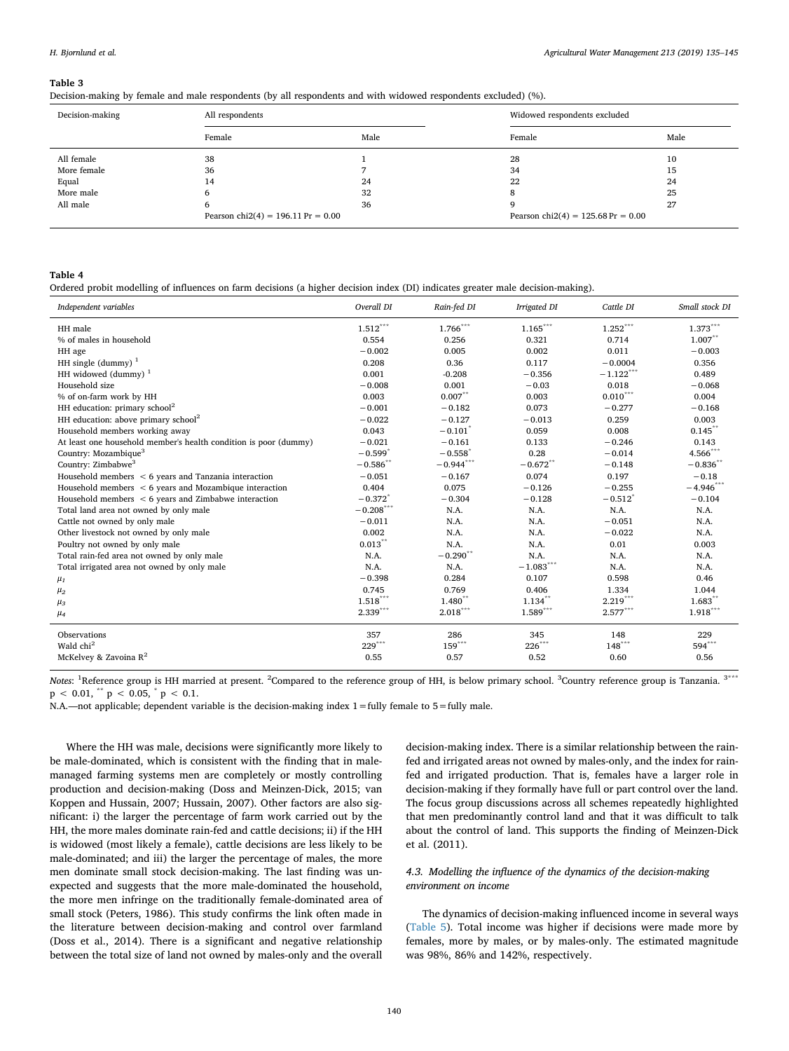**Table 3**
Decision-making by female and male respondents (by all respondents and with widowed respondents excluded) (%).

| Decision-making | All respondents | | Widowed respondents excluded | |
|---|---|---|---|---|
| | Female | Male | Female | Male |
| All female | 38 | 1 | 28 | 10 |
| More female | 36 | 7 | 34 | 15 |
| Equal | 14 | 24 | 22 | 24 |
| More male | 6 | 32 | 8 | 25 |
| All male | 6 | 36 | 9 | 27 |
| | Pearson chi2(4) = 196.11 Pr = 0.00 | | Pearson chi2(4) = 125.68 Pr = 0.00 | |

**Table 4**
Ordered probit modelling of influences on farm decisions (a higher decision index (DI) indicates greater male decision-making).

| *Independent variables* | *Overall DI* | *Rain-fed DI* | *Irrigated DI* | *Cattle DI* | *Small stock DI* |
|---|---|---|---|---|---|
| HH male | 1.512*** | 1.766*** | 1.165*** | 1.252*** | 1.373*** |
| % of males in household | 0.554 | 0.256 | 0.321 | 0.714 | 1.007** |
| HH age | −0.002 | 0.005 | 0.002 | 0.011 | −0.003 |
| HH single (dummy) [1] | 0.208 | 0.36 | 0.117 | −0.0004 | 0.356 |
| HH widowed (dummy) [1] | 0.001 | -0.208 | −0.356 | −1.122*** | 0.489 |
| Household size | −0.008 | 0.001 | −0.03 | 0.018 | −0.068 |
| % of on-farm work by HH | 0.003 | 0.007** | 0.003 | 0.010*** | 0.004 |
| HH education: primary school[2] | −0.001 | −0.182 | 0.073 | −0.277 | −0.168 |
| HH education: above primary school[2] | −0.022 | −0.127 | −0.013 | 0.259 | 0.003 |
| Household members working away | 0.043 | −0.101* | 0.059 | 0.008 | 0.145** |
| At least one household member's health condition is poor (dummy) | −0.021 | −0.161 | 0.133 | −0.246 | 0.143 |
| Country: Mozambique[3] | −0.599* | −0.558* | 0.28 | −0.014 | 4.566*** |
| Country: Zimbabwe[3] | −0.586** | −0.944*** | −0.672** | −0.148 | −0.836** |
| Household members < 6 years and Tanzania interaction | −0.051 | −0.167 | 0.074 | 0.197 | −0.18 |
| Household members < 6 years and Mozambique interaction | 0.404 | 0.075 | −0.126 | −0.255 | −4.946*** |
| Household members < 6 years and Zimbabwe interaction | −0.372* | −0.304 | −0.128 | −0.512* | −0.104 |
| Total land area not owned by only male | −0.208*** | N.A. | N.A. | N.A. | N.A. |
| Cattle not owned by only male | −0.011 | N.A. | N.A. | −0.051 | N.A. |
| Other livestock not owned by only male | 0.002 | N.A. | N.A. | −0.022 | N.A. |
| Poultry not owned by only male | 0.013** | N.A. | N.A. | 0.01 | 0.003 |
| Total rain-fed area not owned by only male | N.A. | −0.290** | N.A. | N.A. | N.A. |
| Total irrigated area not owned by only male | N.A. | N.A. | −1.083*** | N.A. | N.A. |
| $\mu_1$ | −0.398 | 0.284 | 0.107 | 0.598 | 0.46 |
| $\mu_2$ | 0.745 | 0.769 | 0.406 | 1.334 | 1.044 |
| $\mu_3$ | 1.518*** | 1.480** | 1.134** | 2.219*** | 1.683** |
| $\mu_4$ | 2.339*** | 2.018*** | 1.589*** | 2.577*** | 1.918*** |
| Observations | 357 | 286 | 345 | 148 | 229 |
| Wald chi$^2$ | 229*** | 159*** | 226*** | 148*** | 594*** |
| McKelvey & Zavoina $R^2$ | 0.55 | 0.57 | 0.52 | 0.60 | 0.56 |

*Notes*: [1]Reference group is HH married at present. [2]Compared to the reference group of HH, is below primary school. [3]Country reference group is Tanzania. [3]*** $p < 0.01$, ** $p < 0.05$, * $p < 0.1$.
N.A.—not applicable; dependent variable is the decision-making index 1 = fully female to 5 = fully male.

Where the HH was male, decisions were significantly more likely to be male-dominated, which is consistent with the finding that in male-managed farming systems men are completely or mostly controlling production and decision-making (Doss and Meinzen-Dick, 2015; van Koppen and Hussain, 2007; Hussain, 2007). Other factors are also significant: i) the larger the percentage of farm work carried out by the HH, the more males dominate rain-fed and cattle decisions; ii) if the HH is widowed (most likely a female), cattle decisions are less likely to be male-dominated; and iii) the larger the percentage of males, the more men dominate small stock decision-making. The last finding was unexpected and suggests that the more male-dominated the household, the more men infringe on the traditionally female-dominated area of small stock (Peters, 1986). This study confirms the link often made in the literature between decision-making and control over farmland (Doss et al., 2014). There is a significant and negative relationship between the total size of land not owned by males-only and the overall decision-making index. There is a similar relationship between the rain-fed and irrigated areas not owned by males-only, and the index for rain-fed and irrigated production. That is, females have a larger role in decision-making if they formally have full or part control over the land. The focus group discussions across all schemes repeatedly highlighted that men predominantly control land and that it was difficult to talk about the control of land. This supports the finding of Meinzen-Dick et al. (2011).

### 4.3. Modelling the influence of the dynamics of the decision-making environment on income

The dynamics of decision-making influenced income in several ways (Table 5). Total income was higher if decisions were made more by females, more by males, or by males-only. The estimated magnitude was 98%, 86% and 142%, respectively.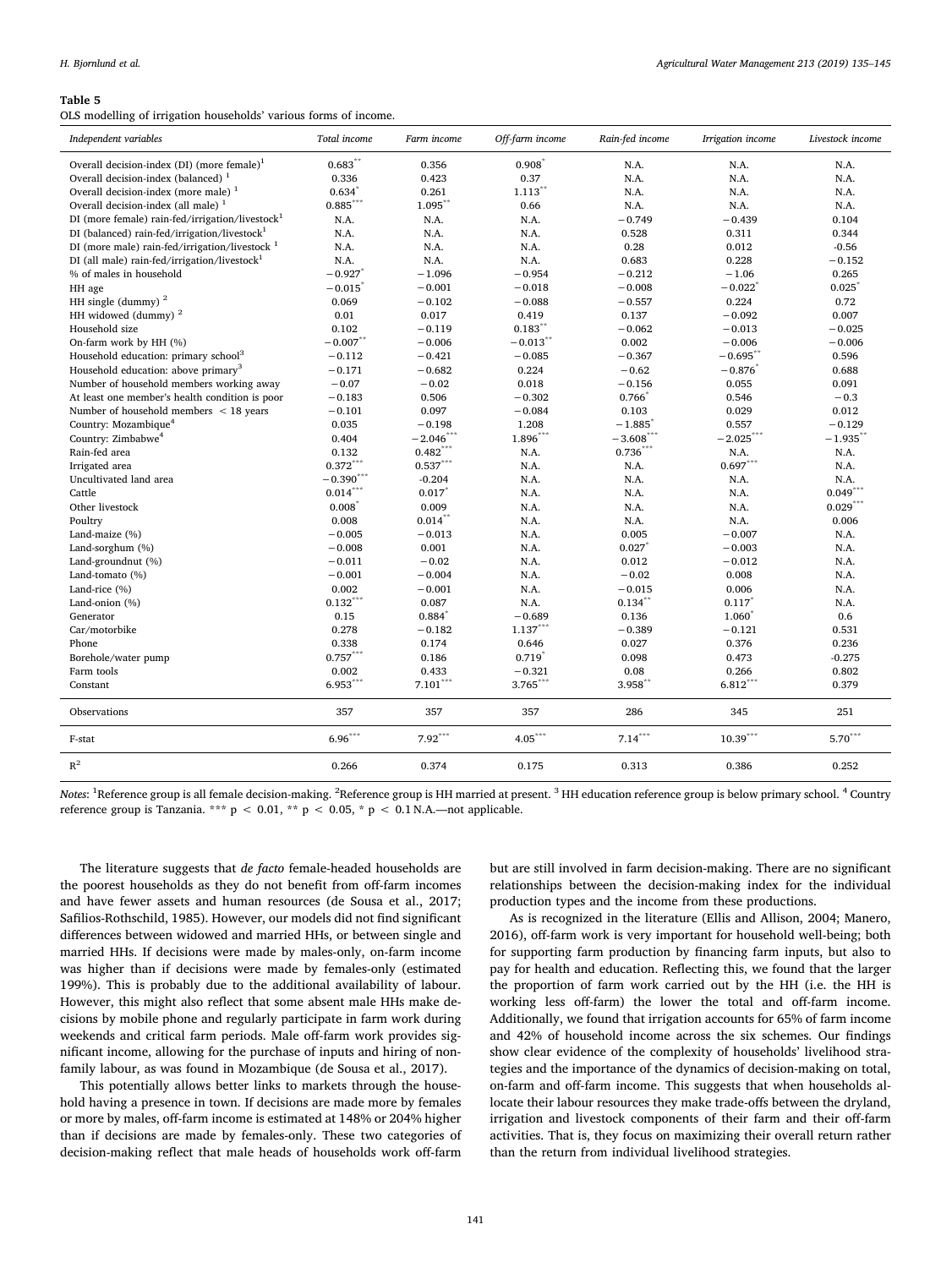**Table 5**
OLS modelling of irrigation households' various forms of income.

| *Independent variables* | *Total income* | *Farm income* | *Off-farm income* | *Rain-fed income* | *Irrigation income* | *Livestock income* |
|---|---|---|---|---|---|---|
| Overall decision-index (DI) (more female)[1] | 0.683** | 0.356 | 0.908* | N.A. | N.A. | N.A. |
| Overall decision-index (balanced) [1] | 0.336 | 0.423 | 0.37 | N.A. | N.A. | N.A. |
| Overall decision-index (more male) [1] | 0.634* | 0.261 | 1.113** | N.A. | N.A. | N.A. |
| Overall decision-index (all male) [1] | 0.885*** | 1.095** | 0.66 | N.A. | N.A. | N.A. |
| DI (more female) rain-fed/irrigation/livestock[1] | N.A. | N.A. | N.A. | −0.749 | −0.439 | 0.104 |
| DI (balanced) rain-fed/irrigation/livestock[1] | N.A. | N.A. | N.A. | 0.528 | 0.311 | 0.344 |
| DI (more male) rain-fed/irrigation/livestock [1] | N.A. | N.A. | N.A. | 0.28 | 0.012 | -0.56 |
| DI (all male) rain-fed/irrigation/livestock[1] | N.A. | N.A. | N.A. | 0.683 | 0.228 | −0.152 |
| % of males in household | −0.927* | −1.096 | −0.954 | −0.212 | −1.06 | 0.265 |
| HH age | −0.015* | −0.001 | −0.018 | −0.008 | −0.022* | 0.025* |
| HH single (dummy) [2] | 0.069 | −0.102 | −0.088 | −0.557 | 0.224 | 0.72 |
| HH widowed (dummy) [2] | 0.01 | 0.017 | 0.419 | 0.137 | −0.092 | 0.007 |
| Household size | 0.102 | −0.119 | 0.183** | −0.062 | −0.013 | −0.025 |
| On-farm work by HH (%) | −0.007** | −0.006 | −0.013** | 0.002 | −0.006 | −0.006 |
| Household education: primary school[3] | −0.112 | −0.421 | −0.085 | −0.367 | −0.695** | 0.596 |
| Household education: above primary[3] | −0.171 | −0.682 | 0.224 | −0.62 | −0.876* | 0.688 |
| Number of household members working away | −0.07 | −0.02 | 0.018 | −0.156 | 0.055 | 0.091 |
| At least one member's health condition is poor | −0.183 | 0.506 | −0.302 | 0.766* | 0.546 | −0.3 |
| Number of household members < 18 years | −0.101 | 0.097 | −0.084 | 0.103 | 0.029 | 0.012 |
| Country: Mozambique[4] | 0.035 | −0.198 | 1.208 | −1.885* | 0.557 | −0.129 |
| Country: Zimbabwe[4] | 0.404 | −2.046*** | 1.896*** | −3.608*** | −2.025*** | −1.935** |
| Rain-fed area | 0.132 | 0.482*** | N.A. | 0.736*** | N.A. | N.A. |
| Irrigated area | 0.372*** | 0.537*** | N.A. | N.A. | 0.697*** | N.A. |
| Uncultivated land area | −0.390*** | -0.204 | N.A. | N.A. | N.A. | N.A. |
| Cattle | 0.014*** | 0.017* | N.A. | N.A. | N.A. | 0.049*** |
| Other livestock | 0.008* | 0.009 | N.A. | N.A. | N.A. | 0.029*** |
| Poultry | 0.008 | 0.014** | N.A. | N.A. | N.A. | 0.006 |
| Land-maize (%) | −0.005 | −0.013 | N.A. | 0.005 | −0.007 | N.A. |
| Land-sorghum (%) | −0.008 | 0.001 | N.A. | 0.027* | −0.003 | N.A. |
| Land-groundnut (%) | −0.011 | −0.02 | N.A. | 0.012 | −0.012 | N.A. |
| Land-tomato (%) | −0.001 | −0.004 | N.A. | −0.02 | 0.008 | N.A. |
| Land-rice (%) | 0.002 | −0.001 | N.A. | −0.015 | 0.006 | N.A. |
| Land-onion (%) | 0.132*** | 0.087 | N.A. | 0.134** | 0.117* | N.A. |
| Generator | 0.15 | 0.884* | −0.689 | 0.136 | 1.060* | 0.6 |
| Car/motorbike | 0.278 | −0.182 | 1.137*** | −0.389 | −0.121 | 0.531 |
| Phone | 0.338 | 0.174 | 0.646 | 0.027 | 0.376 | 0.236 |
| Borehole/water pump | 0.757*** | 0.186 | 0.719* | 0.098 | 0.473 | -0.275 |
| Farm tools | 0.002 | 0.433 | −0.321 | 0.08 | 0.266 | 0.802 |
| Constant | 6.953*** | 7.101*** | 3.765*** | 3.958** | 6.812*** | 0.379 |
| Observations | 357 | 357 | 357 | 286 | 345 | 251 |
| F-stat | 6.96*** | 7.92*** | 4.05*** | 7.14*** | 10.39*** | 5.70*** |
| $R^2$ | 0.266 | 0.374 | 0.175 | 0.313 | 0.386 | 0.252 |

*Notes*: [1]Reference group is all female decision-making. [2]Reference group is HH married at present. [3] HH education reference group is below primary school. [4] Country reference group is Tanzania. *** $p < 0.01$, ** $p < 0.05$, * $p < 0.1$ N.A.—not applicable.

The literature suggests that *de facto* female-headed households are the poorest households as they do not benefit from off-farm incomes and have fewer assets and human resources (de Sousa et al., 2017; Safilios-Rothschild, 1985). However, our models did not find significant differences between widowed and married HHs, or between single and married HHs. If decisions were made by males-only, on-farm income was higher than if decisions were made by females-only (estimated 199%). This is probably due to the additional availability of labour. However, this might also reflect that some absent male HHs make decisions by mobile phone and regularly participate in farm work during weekends and critical farm periods. Male off-farm work provides significant income, allowing for the purchase of inputs and hiring of non-family labour, as was found in Mozambique (de Sousa et al., 2017).

This potentially allows better links to markets through the household having a presence in town. If decisions are made more by females or more by males, off-farm income is estimated at 148% or 204% higher than if decisions are made by females-only. These two categories of decision-making reflect that male heads of households work off-farm but are still involved in farm decision-making. There are no significant relationships between the decision-making index for the individual production types and the income from these productions.

As is recognized in the literature (Ellis and Allison, 2004; Manero, 2016), off-farm work is very important for household well-being; both for supporting farm production by financing farm inputs, but also to pay for health and education. Reflecting this, we found that the larger the proportion of farm work carried out by the HH (i.e. the HH is working less off-farm) the lower the total and off-farm income. Additionally, we found that irrigation accounts for 65% of farm income and 42% of household income across the six schemes. Our findings show clear evidence of the complexity of households' livelihood strategies and the importance of the dynamics of decision-making on total, on-farm and off-farm income. This suggests that when households allocate their labour resources they make trade-offs between the dryland, irrigation and livestock components of their farm and their off-farm activities. That is, they focus on maximizing their overall return rather than the return from individual livelihood strategies.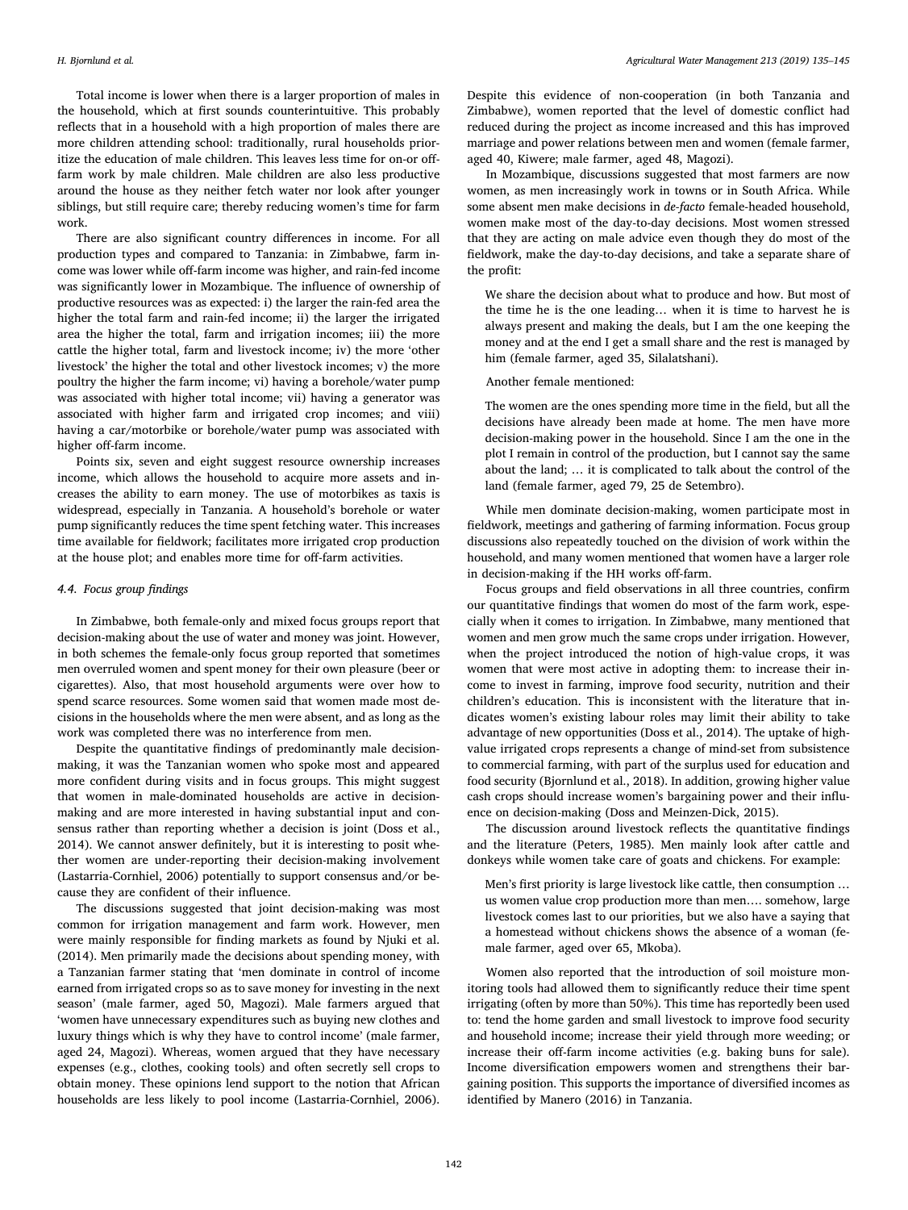Total income is lower when there is a larger proportion of males in the household, which at first sounds counterintuitive. This probably reflects that in a household with a high proportion of males there are more children attending school: traditionally, rural households prioritize the education of male children. This leaves less time for on-or off-farm work by male children. Male children are also less productive around the house as they neither fetch water nor look after younger siblings, but still require care; thereby reducing women's time for farm work.

There are also significant country differences in income. For all production types and compared to Tanzania: in Zimbabwe, farm income was lower while off-farm income was higher, and rain-fed income was significantly lower in Mozambique. The influence of ownership of productive resources was as expected: i) the larger the rain-fed area the higher the total farm and rain-fed income; ii) the larger the irrigated area the higher the total, farm and irrigation incomes; iii) the more cattle the higher total, farm and livestock income; iv) the more 'other livestock' the higher the total and other livestock incomes; v) the more poultry the higher the farm income; vi) having a borehole/water pump was associated with higher total income; vii) having a generator was associated with higher farm and irrigated crop incomes; and viii) having a car/motorbike or borehole/water pump was associated with higher off-farm income.

Points six, seven and eight suggest resource ownership increases income, which allows the household to acquire more assets and increases the ability to earn money. The use of motorbikes as taxis is widespread, especially in Tanzania. A household's borehole or water pump significantly reduces the time spent fetching water. This increases time available for fieldwork; facilitates more irrigated crop production at the house plot; and enables more time for off-farm activities.

### 4.4. Focus group findings

In Zimbabwe, both female-only and mixed focus groups report that decision-making about the use of water and money was joint. However, in both schemes the female-only focus group reported that sometimes men overruled women and spent money for their own pleasure (beer or cigarettes). Also, that most household arguments were over how to spend scarce resources. Some women said that women made most decisions in the households where the men were absent, and as long as the work was completed there was no interference from men.

Despite the quantitative findings of predominantly male decision-making, it was the Tanzanian women who spoke most and appeared more confident during visits and in focus groups. This might suggest that women in male-dominated households are active in decision-making and are more interested in having substantial input and consensus rather than reporting whether a decision is joint (Doss et al., 2014). We cannot answer definitely, but it is interesting to posit whether women are under-reporting their decision-making involvement (Lastarria-Cornhiel, 2006) potentially to support consensus and/or because they are confident of their influence.

The discussions suggested that joint decision-making was most common for irrigation management and farm work. However, men were mainly responsible for finding markets as found by Njuki et al. (2014). Men primarily made the decisions about spending money, with a Tanzanian farmer stating that 'men dominate in control of income earned from irrigated crops so as to save money for investing in the next season' (male farmer, aged 50, Magozi). Male farmers argued that 'women have unnecessary expenditures such as buying new clothes and luxury things which is why they have to control income' (male farmer, aged 24, Magozi). Whereas, women argued that they have necessary expenses (e.g., clothes, cooking tools) and often secretly sell crops to obtain money. These opinions lend support to the notion that African households are less likely to pool income (Lastarria-Cornhiel, 2006). Despite this evidence of non-cooperation (in both Tanzania and Zimbabwe), women reported that the level of domestic conflict had reduced during the project as income increased and this has improved marriage and power relations between men and women (female farmer, aged 40, Kiwere; male farmer, aged 48, Magozi).

In Mozambique, discussions suggested that most farmers are now women, as men increasingly work in towns or in South Africa. While some absent men make decisions in *de-facto* female-headed household, women make most of the day-to-day decisions. Most women stressed that they are acting on male advice even though they do most of the fieldwork, make the day-to-day decisions, and take a separate share of the profit:

> We share the decision about what to produce and how. But most of the time he is the one leading… when it is time to harvest he is always present and making the deals, but I am the one keeping the money and at the end I get a small share and the rest is managed by him (female farmer, aged 35, Silalatshani).

Another female mentioned:

> The women are the ones spending more time in the field, but all the decisions have already been made at home. The men have more decision-making power in the household. Since I am the one in the plot I remain in control of the production, but I cannot say the same about the land; … it is complicated to talk about the control of the land (female farmer, aged 79, 25 de Setembro).

While men dominate decision-making, women participate most in fieldwork, meetings and gathering of farming information. Focus group discussions also repeatedly touched on the division of work within the household, and many women mentioned that women have a larger role in decision-making if the HH works off-farm.

Focus groups and field observations in all three countries, confirm our quantitative findings that women do most of the farm work, especially when it comes to irrigation. In Zimbabwe, many mentioned that women and men grow much the same crops under irrigation. However, when the project introduced the notion of high-value crops, it was women that were most active in adopting them: to increase their income to invest in farming, improve food security, nutrition and their children's education. This is inconsistent with the literature that indicates women's existing labour roles may limit their ability to take advantage of new opportunities (Doss et al., 2014). The uptake of high-value irrigated crops represents a change of mind-set from subsistence to commercial farming, with part of the surplus used for education and food security (Bjornlund et al., 2018). In addition, growing higher value cash crops should increase women's bargaining power and their influence on decision-making (Doss and Meinzen-Dick, 2015).

The discussion around livestock reflects the quantitative findings and the literature (Peters, 1985). Men mainly look after cattle and donkeys while women take care of goats and chickens. For example:

> Men's first priority is large livestock like cattle, then consumption … us women value crop production more than men…. somehow, large livestock comes last to our priorities, but we also have a saying that a homestead without chickens shows the absence of a woman (female farmer, aged over 65, Mkoba).

Women also reported that the introduction of soil moisture monitoring tools had allowed them to significantly reduce their time spent irrigating (often by more than 50%). This time has reportedly been used to: tend the home garden and small livestock to improve food security and household income; increase their yield through more weeding; or increase their off-farm income activities (e.g. baking buns for sale). Income diversification empowers women and strengthens their bargaining position. This supports the importance of diversified incomes as identified by Manero (2016) in Tanzania.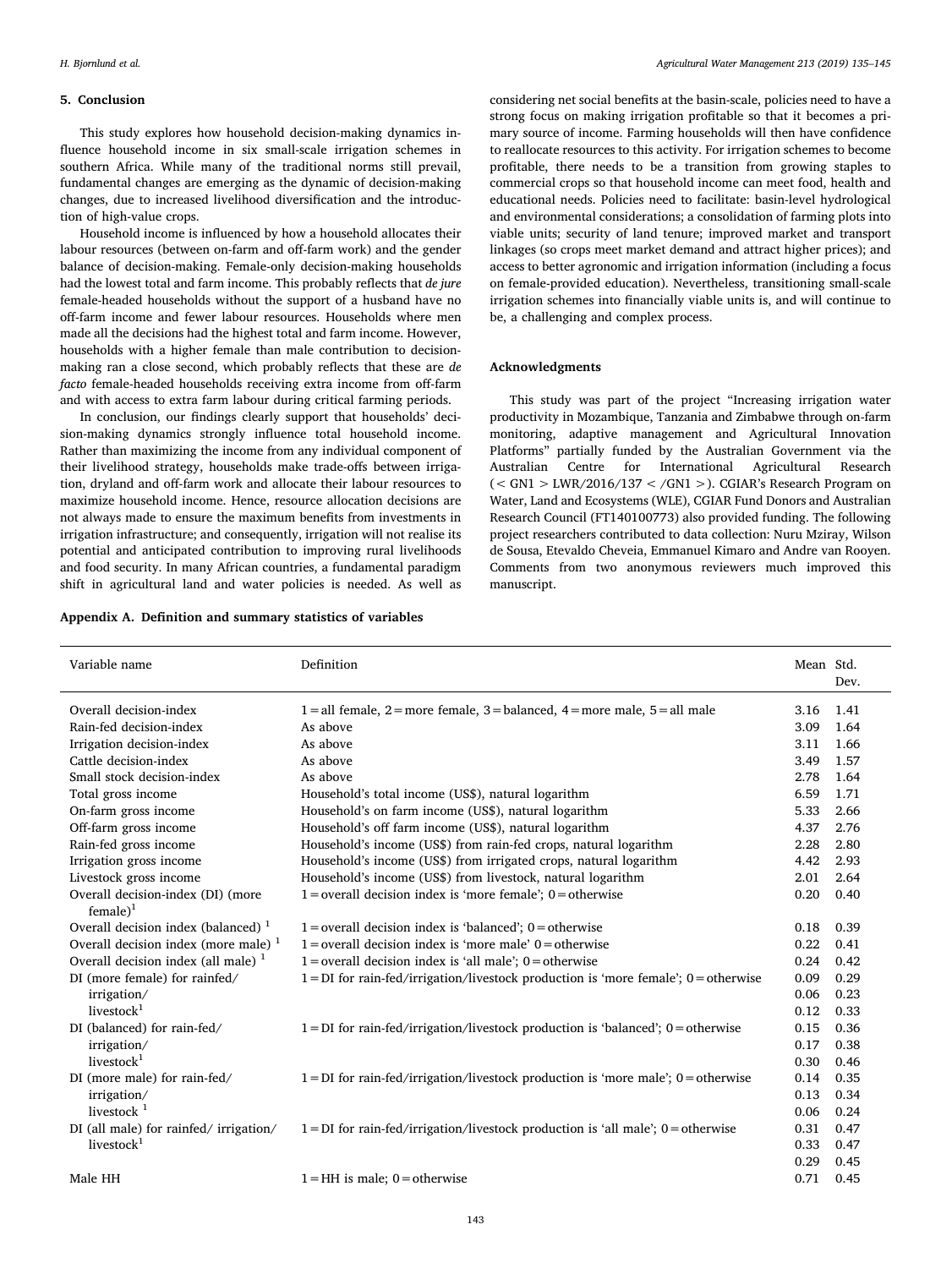## 5. Conclusion

This study explores how household decision-making dynamics influence household income in six small-scale irrigation schemes in southern Africa. While many of the traditional norms still prevail, fundamental changes are emerging as the dynamic of decision-making changes, due to increased livelihood diversification and the introduction of high-value crops.

Household income is influenced by how a household allocates their labour resources (between on-farm and off-farm work) and the gender balance of decision-making. Female-only decision-making households had the lowest total and farm income. This probably reflects that *de jure* female-headed households without the support of a husband have no off-farm income and fewer labour resources. Households where men made all the decisions had the highest total and farm income. However, households with a higher female than male contribution to decision-making ran a close second, which probably reflects that these are *de facto* female-headed households receiving extra income from off-farm and with access to extra farm labour during critical farming periods.

In conclusion, our findings clearly support that households' decision-making dynamics strongly influence total household income. Rather than maximizing the income from any individual component of their livelihood strategy, households make trade-offs between irrigation, dryland and off-farm work and allocate their labour resources to maximize household income. Hence, resource allocation decisions are not always made to ensure the maximum benefits from investments in irrigation infrastructure; and consequently, irrigation will not realise its potential and anticipated contribution to improving rural livelihoods and food security. In many African countries, a fundamental paradigm shift in agricultural land and water policies is needed. As well as considering net social benefits at the basin-scale, policies need to have a strong focus on making irrigation profitable so that it becomes a primary source of income. Farming households will then have confidence to reallocate resources to this activity. For irrigation schemes to become profitable, there needs to be a transition from growing staples to commercial crops so that household income can meet food, health and educational needs. Policies need to facilitate: basin-level hydrological and environmental considerations; a consolidation of farming plots into viable units; security of land tenure; improved market and transport linkages (so crops meet market demand and attract higher prices); and access to better agronomic and irrigation information (including a focus on female-provided education). Nevertheless, transitioning small-scale irrigation schemes into financially viable units is, and will continue to be, a challenging and complex process.

## Acknowledgments

This study was part of the project "Increasing irrigation water productivity in Mozambique, Tanzania and Zimbabwe through on-farm monitoring, adaptive management and Agricultural Innovation Platforms" partially funded by the Australian Government via the Australian Centre for International Agricultural Research (< GN1 > LWR/2016/137 < /GN1 >). CGIAR's Research Program on Water, Land and Ecosystems (WLE), CGIAR Fund Donors and Australian Research Council (FT140100773) also provided funding. The following project researchers contributed to data collection: Nuru Mziray, Wilson de Sousa, Etevaldo Cheveia, Emmanuel Kimaro and Andre van Rooyen. Comments from two anonymous reviewers much improved this manuscript.

## Appendix A. Definition and summary statistics of variables

| Variable name | Definition | Mean | Std. Dev. |
|---|---|---|---|
| Overall decision-index | 1 = all female, 2 = more female, 3 = balanced, 4 = more male, 5 = all male | 3.16 | 1.41 |
| Rain-fed decision-index | As above | 3.09 | 1.64 |
| Irrigation decision-index | As above | 3.11 | 1.66 |
| Cattle decision-index | As above | 3.49 | 1.57 |
| Small stock decision-index | As above | 2.78 | 1.64 |
| Total gross income | Household's total income (US$), natural logarithm | 6.59 | 1.71 |
| On-farm gross income | Household's on farm income (US$), natural logarithm | 5.33 | 2.66 |
| Off-farm gross income | Household's off farm income (US$), natural logarithm | 4.37 | 2.76 |
| Rain-fed gross income | Household's income (US$) from rain-fed crops, natural logarithm | 2.28 | 2.80 |
| Irrigation gross income | Household's income (US$) from irrigated crops, natural logarithm | 4.42 | 2.93 |
| Livestock gross income | Household's income (US$) from livestock, natural logarithm | 2.01 | 2.64 |
| Overall decision-index (DI) (more female)[1] | 1 = overall decision index is 'more female'; 0 = otherwise | 0.20 | 0.40 |
| Overall decision index (balanced) [1] | 1 = overall decision index is 'balanced'; 0 = otherwise | 0.18 | 0.39 |
| Overall decision index (more male) [1] | 1 = overall decision index is 'more male' 0 = otherwise | 0.22 | 0.41 |
| Overall decision index (all male) [1] | 1 = overall decision index is 'all male'; 0 = otherwise | 0.24 | 0.42 |
| DI (more female) for rainfed/ irrigation/ livestock[1] | 1 = DI for rain-fed/irrigation/livestock production is 'more female'; 0 = otherwise | 0.09<br>0.06<br>0.12 | 0.29<br>0.23<br>0.33 |
| DI (balanced) for rain-fed/ irrigation/ livestock[1] | 1 = DI for rain-fed/irrigation/livestock production is 'balanced'; 0 = otherwise | 0.15<br>0.17<br>0.30 | 0.36<br>0.38<br>0.46 |
| DI (more male) for rain-fed/ irrigation/ livestock [1] | 1 = DI for rain-fed/irrigation/livestock production is 'more male'; 0 = otherwise | 0.14<br>0.13<br>0.06 | 0.35<br>0.34<br>0.24 |
| DI (all male) for rainfed/ irrigation/ livestock[1] | 1 = DI for rain-fed/irrigation/livestock production is 'all male'; 0 = otherwise | 0.31<br>0.33<br>0.29 | 0.47<br>0.47<br>0.45 |
| Male HH | 1 = HH is male; 0 = otherwise | 0.71 | 0.45 |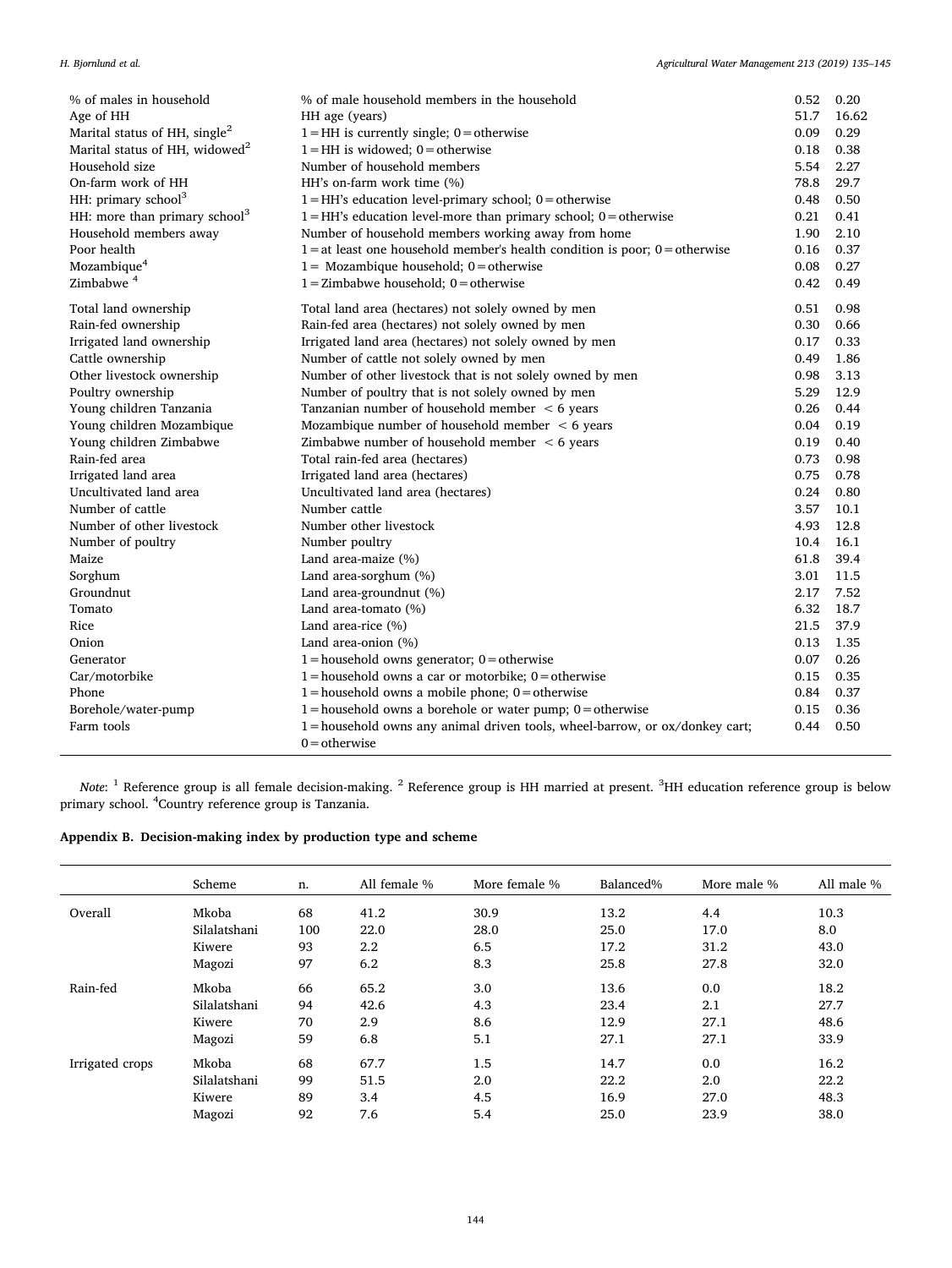| | | | |
|---|---|---|---|
| % of males in household | % of male household members in the household | 0.52 | 0.20 |
| Age of HH | HH age (years) | 51.7 | 16.62 |
| Marital status of HH, single[2] | 1 = HH is currently single; 0 = otherwise | 0.09 | 0.29 |
| Marital status of HH, widowed[2] | 1 = HH is widowed; 0 = otherwise | 0.18 | 0.38 |
| Household size | Number of household members | 5.54 | 2.27 |
| On-farm work of HH | HH's on-farm work time (%) | 78.8 | 29.7 |
| HH: primary school[3] | 1 = HH's education level-primary school; 0 = otherwise | 0.48 | 0.50 |
| HH: more than primary school[3] | 1 = HH's education level-more than primary school; 0 = otherwise | 0.21 | 0.41 |
| Household members away | Number of household members working away from home | 1.90 | 2.10 |
| Poor health | 1 = at least one household member's health condition is poor; 0 = otherwise | 0.16 | 0.37 |
| Mozambique[4] | 1 = Mozambique household; 0 = otherwise | 0.08 | 0.27 |
| Zimbabwe [4] | 1 = Zimbabwe household; 0 = otherwise | 0.42 | 0.49 |
| Total land ownership | Total land area (hectares) not solely owned by men | 0.51 | 0.98 |
| Rain-fed ownership | Rain-fed area (hectares) not solely owned by men | 0.30 | 0.66 |
| Irrigated land ownership | Irrigated land area (hectares) not solely owned by men | 0.17 | 0.33 |
| Cattle ownership | Number of cattle not solely owned by men | 0.49 | 1.86 |
| Other livestock ownership | Number of other livestock that is not solely owned by men | 0.98 | 3.13 |
| Poultry ownership | Number of poultry that is not solely owned by men | 5.29 | 12.9 |
| Young children Tanzania | Tanzanian number of household member < 6 years | 0.26 | 0.44 |
| Young children Mozambique | Mozambique number of household member < 6 years | 0.04 | 0.19 |
| Young children Zimbabwe | Zimbabwe number of household member < 6 years | 0.19 | 0.40 |
| Rain-fed area | Total rain-fed area (hectares) | 0.73 | 0.98 |
| Irrigated land area | Irrigated land area (hectares) | 0.75 | 0.78 |
| Uncultivated land area | Uncultivated land area (hectares) | 0.24 | 0.80 |
| Number of cattle | Number cattle | 3.57 | 10.1 |
| Number of other livestock | Number other livestock | 4.93 | 12.8 |
| Number of poultry | Number poultry | 10.4 | 16.1 |
| Maize | Land area-maize (%) | 61.8 | 39.4 |
| Sorghum | Land area-sorghum (%) | 3.01 | 11.5 |
| Groundnut | Land area-groundnut (%) | 2.17 | 7.52 |
| Tomato | Land area-tomato (%) | 6.32 | 18.7 |
| Rice | Land area-rice (%) | 21.5 | 37.9 |
| Onion | Land area-onion (%) | 0.13 | 1.35 |
| Generator | 1 = household owns generator; 0 = otherwise | 0.07 | 0.26 |
| Car/motorbike | 1 = household owns a car or motorbike; 0 = otherwise | 0.15 | 0.35 |
| Phone | 1 = household owns a mobile phone; 0 = otherwise | 0.84 | 0.37 |
| Borehole/water-pump | 1 = household owns a borehole or water pump; 0 = otherwise | 0.15 | 0.36 |
| Farm tools | 1 = household owns any animal driven tools, wheel-barrow, or ox/donkey cart; 0 = otherwise | 0.44 | 0.50 |

*Note*: [1] Reference group is all female decision-making. [2] Reference group is HH married at present. [3]HH education reference group is below primary school. [4]Country reference group is Tanzania.

## Appendix B. Decision-making index by production type and scheme

| | Scheme | n. | All female % | More female % | Balanced% | More male % | All male % |
|---|---|---|---|---|---|---|---|
| Overall | Mkoba | 68 | 41.2 | 30.9 | 13.2 | 4.4 | 10.3 |
| | Silalatshani | 100 | 22.0 | 28.0 | 25.0 | 17.0 | 8.0 |
| | Kiwere | 93 | 2.2 | 6.5 | 17.2 | 31.2 | 43.0 |
| | Magozi | 97 | 6.2 | 8.3 | 25.8 | 27.8 | 32.0 |
| Rain-fed | Mkoba | 66 | 65.2 | 3.0 | 13.6 | 0.0 | 18.2 |
| | Silalatshani | 94 | 42.6 | 4.3 | 23.4 | 2.1 | 27.7 |
| | Kiwere | 70 | 2.9 | 8.6 | 12.9 | 27.1 | 48.6 |
| | Magozi | 59 | 6.8 | 5.1 | 27.1 | 27.1 | 33.9 |
| Irrigated crops | Mkoba | 68 | 67.7 | 1.5 | 14.7 | 0.0 | 16.2 |
| | Silalatshani | 99 | 51.5 | 2.0 | 22.2 | 2.0 | 22.2 |
| | Kiwere | 89 | 3.4 | 4.5 | 16.9 | 27.0 | 48.3 |
| | Magozi | 92 | 7.6 | 5.4 | 25.0 | 23.9 | 38.0 |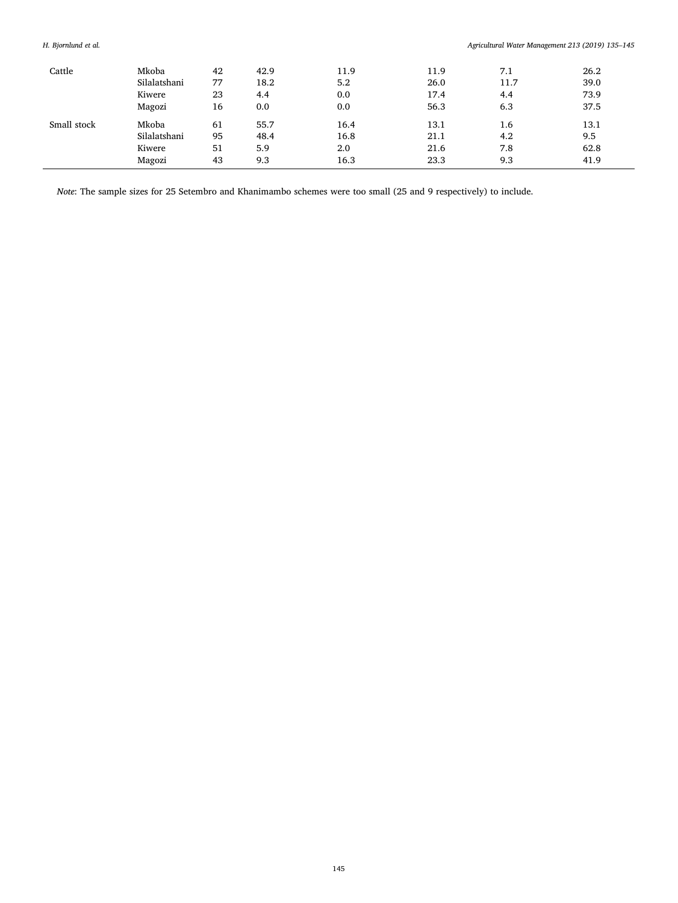| | | | | | | | |
|---|---|---|---|---|---|---|---|
| Cattle | Mkoba | 42 | 42.9 | 11.9 | 11.9 | 7.1 | 26.2 |
| | Silalatshani | 77 | 18.2 | 5.2 | 26.0 | 11.7 | 39.0 |
| | Kiwere | 23 | 4.4 | 0.0 | 17.4 | 4.4 | 73.9 |
| | Magozi | 16 | 0.0 | 0.0 | 56.3 | 6.3 | 37.5 |
| Small stock | Mkoba | 61 | 55.7 | 16.4 | 13.1 | 1.6 | 13.1 |
| | Silalatshani | 95 | 48.4 | 16.8 | 21.1 | 4.2 | 9.5 |
| | Kiwere | 51 | 5.9 | 2.0 | 21.6 | 7.8 | 62.8 |
| | Magozi | 43 | 9.3 | 16.3 | 23.3 | 9.3 | 41.9 |

*Note*: The sample sizes for 25 Setembro and Khanimambo schemes were too small (25 and 9 respectively) to include.